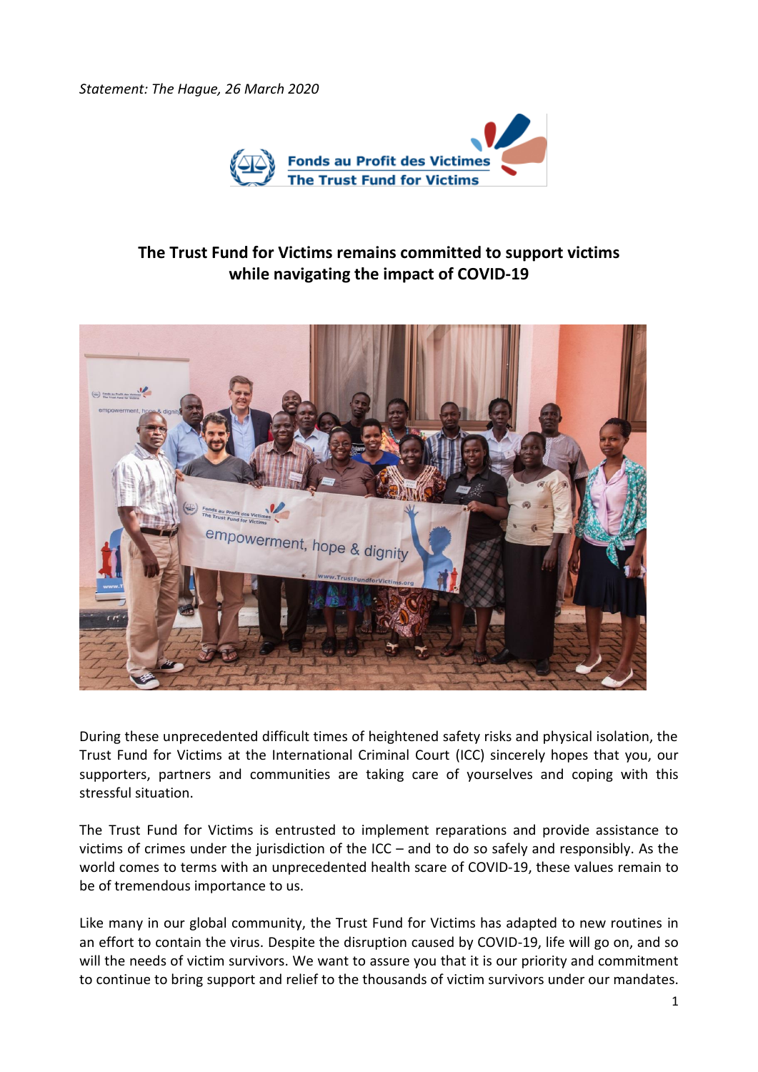*Statement: The Hague, 26 March 2020*

## The Trust Fund for Victims remains committed to support victims while navigating the impact of COVID-19

During these unprecedented difficult times of heightened safety risks and physical isolation, the Trust Fund for Victims at the International Criminal Court (ICC) sincerely hopes that you, our supporters, partners and communities are taking care of yourselves and coping with this stressful situation.

The Trust Fund for Victims is entrusted to implement reparations and provide assistance to victims of crimes under the jurisdiction of the ICC – and to do so safely and responsibly. As the world comes to terms with an unprecedented health scare of COVID-19, these values remain to be of tremendous importance to us.

Like many in our global community, the Trust Fund for Victims has adapted to new routines in an effort to contain the virus. Despite the disruption caused by COVID-19, life will go on, and so will the needs of victim survivors. We want to assure you that it is our priority and commitment to continue to bring support and relief to the thousands of victim survivors under our mandates.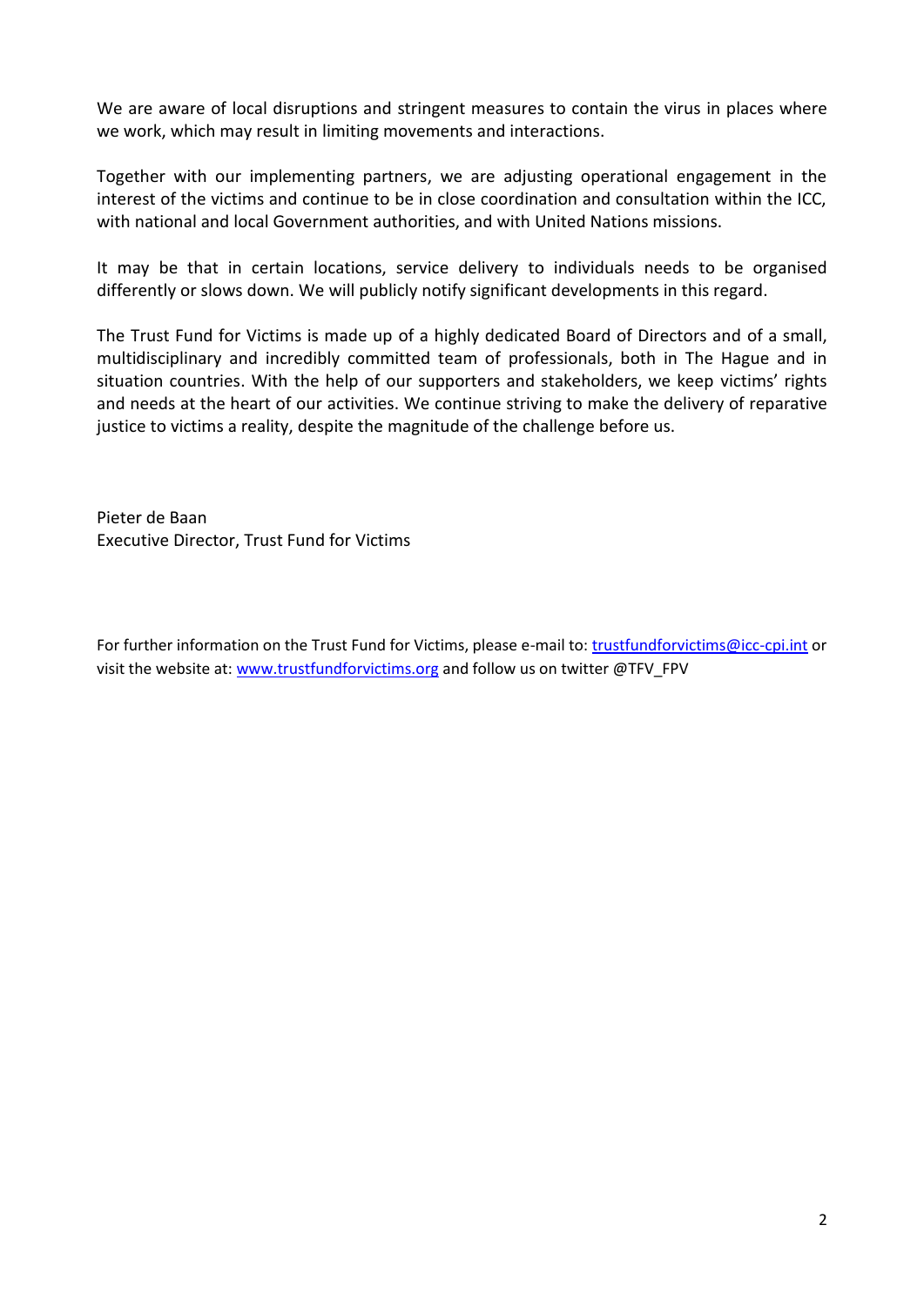We are aware of local disruptions and stringent measures to contain the virus in places where we work, which may result in limiting movements and interactions.

Together with our implementing partners, we are adjusting operational engagement in the interest of the victims and continue to be in close coordination and consultation within the ICC, with national and local Government authorities, and with United Nations missions.

It may be that in certain locations, service delivery to individuals needs to be organised differently or slows down. We will publicly notify significant developments in this regard.

The Trust Fund for Victims is made up of a highly dedicated Board of Directors and of a small, multidisciplinary and incredibly committed team of professionals, both in The Hague and in situation countries. With the help of our supporters and stakeholders, we keep victims' rights and needs at the heart of our activities. We continue striving to make the delivery of reparative justice to victims a reality, despite the magnitude of the challenge before us.

Pieter de Baan
Executive Director, Trust Fund for Victims

For further information on the Trust Fund for Victims, please e-mail to: [trustfundforvictims@icc-cpi.int](mailto:trustfundforvictims@icc-cpi.int) or visit the website at: [www.trustfundforvictims.org](http://www.trustfundforvictims.org) and follow us on twitter @TFV_FPV